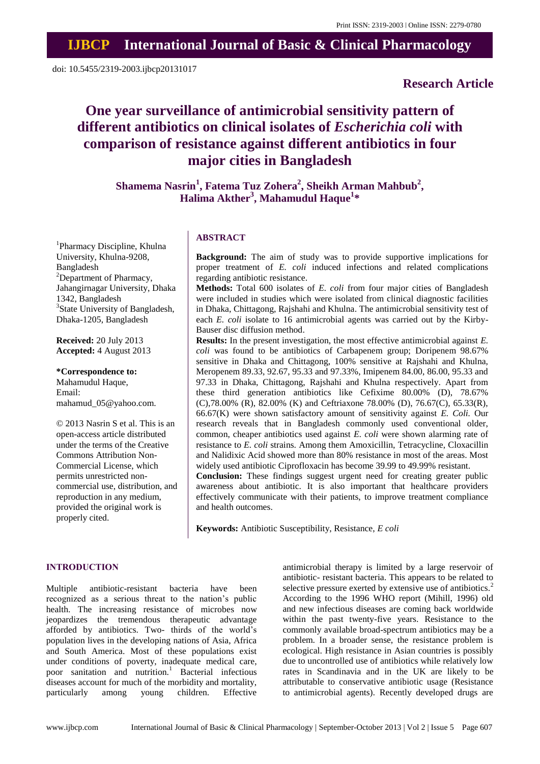Print ISSN: 2319-2003 | Online ISSN: 2279-0780

# IJBCP International Journal of Basic & Clinical Pharmacology

doi: 10.5455/2319-2003.ijbcp20131017

**Research Article**

# One year surveillance of antimicrobial sensitivity pattern of different antibiotics on clinical isolates of *Escherichia coli* with comparison of resistance against different antibiotics in four major cities in Bangladesh

**Shamema Nasrin[1], Fatema Tuz Zohera[2], Sheikh Arman Mahbub[2], Halima Akther[3], Mahamudul Haque[1]***

[1]Pharmacy Discipline, Khulna University, Khulna-9208, Bangladesh
[2]Department of Pharmacy, Jahangirnagar University, Dhaka 1342, Bangladesh
[3]State University of Bangladesh, Dhaka-1205, Bangladesh

**Received:** 20 July 2013
**Accepted:** 4 August 2013

**\*Correspondence to:**
Mahamudul Haque,
Email: mahamud_05@yahoo.com.

© 2013 Nasrin S et al. This is an open-access article distributed under the terms of the Creative Commons Attribution Non-Commercial License, which permits unrestricted non-commercial use, distribution, and reproduction in any medium, provided the original work is properly cited.

## ABSTRACT

**Background:** The aim of study was to provide supportive implications for proper treatment of *E. coli* induced infections and related complications regarding antibiotic resistance.

**Methods:** Total 600 isolates of *E. coli* from four major cities of Bangladesh were included in studies which were isolated from clinical diagnostic facilities in Dhaka, Chittagong, Rajshahi and Khulna. The antimicrobial sensitivity test of each *E. coli* isolate to 16 antimicrobial agents was carried out by the Kirby-Bauser disc diffusion method.

**Results:** In the present investigation, the most effective antimicrobial against *E. coli* was found to be antibiotics of Carbapenem group; Doripenem 98.67% sensitive in Dhaka and Chittagong, 100% sensitive at Rajshahi and Khulna, Meropenem 89.33, 92.67, 95.33 and 97.33%, Imipenem 84.00, 86.00, 95.33 and 97.33 in Dhaka, Chittagong, Rajshahi and Khulna respectively. Apart from these third generation antibiotics like Cefixime 80.00% (D), 78.67% (C),78.00% (R), 82.00% (K) and Ceftriaxone 78.00% (D), 76.67(C), 65.33(R), 66.67(K) were shown satisfactory amount of sensitivity against *E. Coli.* Our research reveals that in Bangladesh commonly used conventional older, common, cheaper antibiotics used against *E. coli* were shown alarming rate of resistance to *E. coli* strains. Among them Amoxicillin, Tetracycline, Cloxacillin and Nalidixic Acid showed more than 80% resistance in most of the areas. Most widely used antibiotic Ciprofloxacin has become 39.99 to 49.99% resistant.

**Conclusion:** These findings suggest urgent need for creating greater public awareness about antibiotic. It is also important that healthcare providers effectively communicate with their patients, to improve treatment compliance and health outcomes.

**Keywords:** Antibiotic Susceptibility, Resistance, *E coli*

## INTRODUCTION

Multiple antibiotic-resistant bacteria have been recognized as a serious threat to the nation's public health. The increasing resistance of microbes now jeopardizes the tremendous therapeutic advantage afforded by antibiotics. Two- thirds of the world's population lives in the developing nations of Asia, Africa and South America. Most of these populations exist under conditions of poverty, inadequate medical care, poor sanitation and nutrition.[1] Bacterial infectious diseases account for much of the morbidity and mortality, particularly among young children. Effective antimicrobial therapy is limited by a large reservoir of antibiotic- resistant bacteria. This appears to be related to selective pressure exerted by extensive use of antibiotics.[2] According to the 1996 WHO report (Mihill, 1996) old and new infectious diseases are coming back worldwide within the past twenty-five years. Resistance to the commonly available broad-spectrum antibiotics may be a problem. In a broader sense, the resistance problem is ecological. High resistance in Asian countries is possibly due to uncontrolled use of antibiotics while relatively low rates in Scandinavia and in the UK are likely to be attributable to conservative antibiotic usage (Resistance to antimicrobial agents). Recently developed drugs are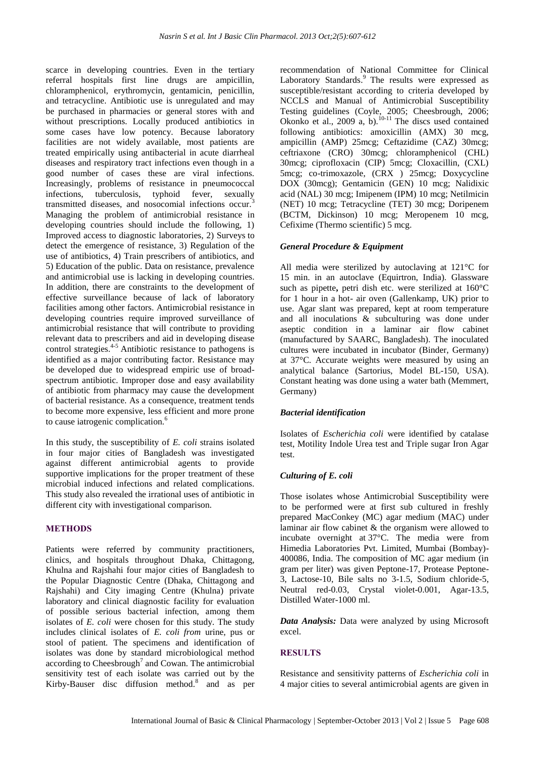scarce in developing countries. Even in the tertiary referral hospitals first line drugs are ampicillin, chloramphenicol, erythromycin, gentamicin, penicillin, and tetracycline. Antibiotic use is unregulated and may be purchased in pharmacies or general stores with and without prescriptions. Locally produced antibiotics in some cases have low potency. Because laboratory facilities are not widely available, most patients are treated empirically using antibacterial in acute diarrheal diseases and respiratory tract infections even though in a good number of cases these are viral infections. Increasingly, problems of resistance in pneumococcal infections, tuberculosis, typhoid fever, sexually transmitted diseases, and nosocomial infections occur.[3] Managing the problem of antimicrobial resistance in developing countries should include the following, 1) Improved access to diagnostic laboratories, 2) Surveys to detect the emergence of resistance, 3) Regulation of the use of antibiotics, 4) Train prescribers of antibiotics, and 5) Education of the public. Data on resistance, prevalence and antimicrobial use is lacking in developing countries. In addition, there are constraints to the development of effective surveillance because of lack of laboratory facilities among other factors. Antimicrobial resistance in developing countries require improved surveillance of antimicrobial resistance that will contribute to providing relevant data to prescribers and aid in developing disease control strategies.[4-5] Antibiotic resistance to pathogens is identified as a major contributing factor. Resistance may be developed due to widespread empiric use of broad-spectrum antibiotic. Improper dose and easy availability of antibiotic from pharmacy may cause the development of bacterial resistance. As a consequence, treatment tends to become more expensive, less efficient and more prone to cause iatrogenic complication.[6]

In this study, the susceptibility of *E. coli* strains isolated in four major cities of Bangladesh was investigated against different antimicrobial agents to provide supportive implications for the proper treatment of these microbial induced infections and related complications. This study also revealed the irrational uses of antibiotic in different city with investigational comparison.

## METHODS

Patients were referred by community practitioners, clinics, and hospitals throughout Dhaka, Chittagong, Khulna and Rajshahi four major cities of Bangladesh to the Popular Diagnostic Centre (Dhaka, Chittagong and Rajshahi) and City imaging Centre (Khulna) private laboratory and clinical diagnostic facility for evaluation of possible serious bacterial infection, among them isolates of *E. coli* were chosen for this study. The study includes clinical isolates of *E. coli from* urine, pus or stool of patient. The specimens and identification of isolates was done by standard microbiological method according to Cheesbrough[7] and Cowan. The antimicrobial sensitivity test of each isolate was carried out by the Kirby-Bauser disc diffusion method.[8] and as per recommendation of National Committee for Clinical Laboratory Standards.[9] The results were expressed as susceptible/resistant according to criteria developed by NCCLS and Manual of Antimicrobial Susceptibility Testing guidelines (Coyle, 2005; Cheesbrough, 2006; Okonko et al., 2009 a, b).[10-11] The discs used contained following antibiotics: amoxicillin (AMX) 30 mcg, ampicillin (AMP) 25mcg; Ceftazidime (CAZ) 30mcg; ceftriaxone (CRO) 30mcg; chloramphenicol (CHL) 30mcg; ciprofloxacin (CIP) 5mcg; Cloxacillin, (CXL) 5mcg; co-trimoxazole, (CRX ) 25mcg; Doxycycline DOX (30mcg); Gentamicin (GEN) 10 mcg; Nalidixic acid (NAL) 30 mcg; Imipenem (IPM) 10 mcg; Netilmicin (NET) 10 mcg; Tetracycline (TET) 30 mcg; Doripenem (BCTM, Dickinson) 10 mcg; Meropenem 10 mcg, Cefixime (Thermo scientific) 5 mcg.

### *General Procedure & Equipment*

All media were sterilized by autoclaving at 121°C for 15 min. in an autoclave (Equirtron, India). Glassware such as pipette**,** petri dish etc. were sterilized at 160°C for 1 hour in a hot- air oven (Gallenkamp, UK) prior to use. Agar slant was prepared, kept at room temperature and all inoculations & subculturing was done under aseptic condition in a laminar air flow cabinet (manufactured by SAARC, Bangladesh). The inoculated cultures were incubated in incubator (Binder, Germany) at 37°C. Accurate weights were measured by using an analytical balance (Sartorius, Model BL-150, USA). Constant heating was done using a water bath (Memmert, Germany)

### *Bacterial identification*

Isolates of *Escherichia coli* were identified by catalase test, Motility Indole Urea test and Triple sugar Iron Agar test.

### *Culturing of E. coli*

Those isolates whose Antimicrobial Susceptibility were to be performed were at first sub cultured in freshly prepared MacConkey (MC) agar medium (MAC) under laminar air flow cabinet & the organism were allowed to incubate overnight at 37°C. The media were from Himedia Laboratories Pvt. Limited, Mumbai (Bombay)-400086, India. The composition of MC agar medium (in gram per liter) was given Peptone-17, Protease Peptone-3, Lactose-10, Bile salts no 3-1.5, Sodium chloride-5, Neutral red-0.03, Crystal violet-0.001, Agar-13.5, Distilled Water-1000 ml.

***Data Analysis:*** Data were analyzed by using Microsoft excel.

## RESULTS

Resistance and sensitivity patterns of *Escherichia coli* in 4 major cities to several antimicrobial agents are given in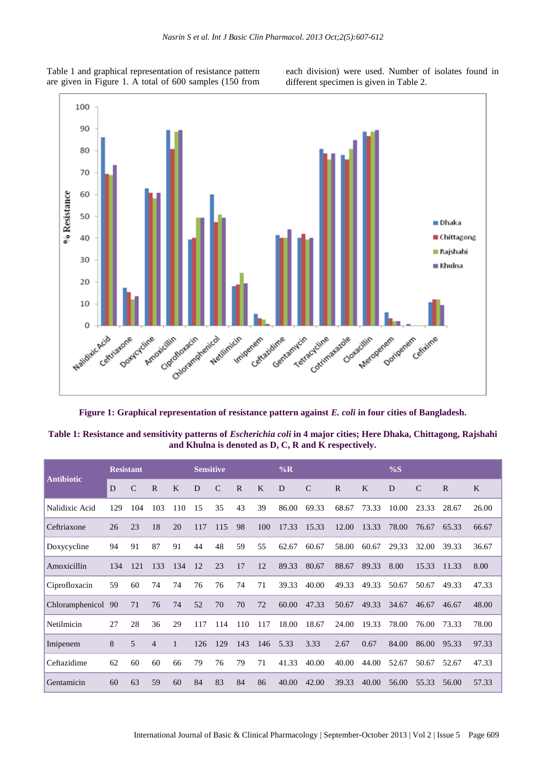Table 1 and graphical representation of resistance pattern are given in Figure 1. A total of 600 samples (150 from each division) were used. Number of isolates found in different specimen is given in Table 2.

**Figure 1: Graphical representation of resistance pattern against *E. coli* in four cities of Bangladesh.**

**Table 1: Resistance and sensitivity patterns of *Escherichia coli* in 4 major cities; Here Dhaka, Chittagong, Rajshahi and Khulna is denoted as D, C, R and K respectively.**

| Antibiotic | Resistant | | | | Sensitive | | | | %R | | | | %S | | | |
|---|---|---|---|---|---|---|---|---|---|---|---|---|---|---|---|---|
| | D | C | R | K | D | C | R | K | D | C | R | K | D | C | R | K |
| Nalidixic Acid | 129 | 104 | 103 | 110 | 15 | 35 | 43 | 39 | 86.00 | 69.33 | 68.67 | 73.33 | 10.00 | 23.33 | 28.67 | 26.00 |
| Ceftriaxone | 26 | 23 | 18 | 20 | 117 | 115 | 98 | 100 | 17.33 | 15.33 | 12.00 | 13.33 | 78.00 | 76.67 | 65.33 | 66.67 |
| Doxycycline | 94 | 91 | 87 | 91 | 44 | 48 | 59 | 55 | 62.67 | 60.67 | 58.00 | 60.67 | 29.33 | 32.00 | 39.33 | 36.67 |
| Amoxicillin | 134 | 121 | 133 | 134 | 12 | 23 | 17 | 12 | 89.33 | 80.67 | 88.67 | 89.33 | 8.00 | 15.33 | 11.33 | 8.00 |
| Ciprofloxacin | 59 | 60 | 74 | 74 | 76 | 76 | 74 | 71 | 39.33 | 40.00 | 49.33 | 49.33 | 50.67 | 50.67 | 49.33 | 47.33 |
| Chloramphenicol | 90 | 71 | 76 | 74 | 52 | 70 | 70 | 72 | 60.00 | 47.33 | 50.67 | 49.33 | 34.67 | 46.67 | 46.67 | 48.00 |
| Netilmicin | 27 | 28 | 36 | 29 | 117 | 114 | 110 | 117 | 18.00 | 18.67 | 24.00 | 19.33 | 78.00 | 76.00 | 73.33 | 78.00 |
| Imipenem | 8 | 5 | 4 | 1 | 126 | 129 | 143 | 146 | 5.33 | 3.33 | 2.67 | 0.67 | 84.00 | 86.00 | 95.33 | 97.33 |
| Ceftazidime | 62 | 60 | 60 | 66 | 79 | 76 | 79 | 71 | 41.33 | 40.00 | 40.00 | 44.00 | 52.67 | 50.67 | 52.67 | 47.33 |
| Gentamicin | 60 | 63 | 59 | 60 | 84 | 83 | 84 | 86 | 40.00 | 42.00 | 39.33 | 40.00 | 56.00 | 55.33 | 56.00 | 57.33 |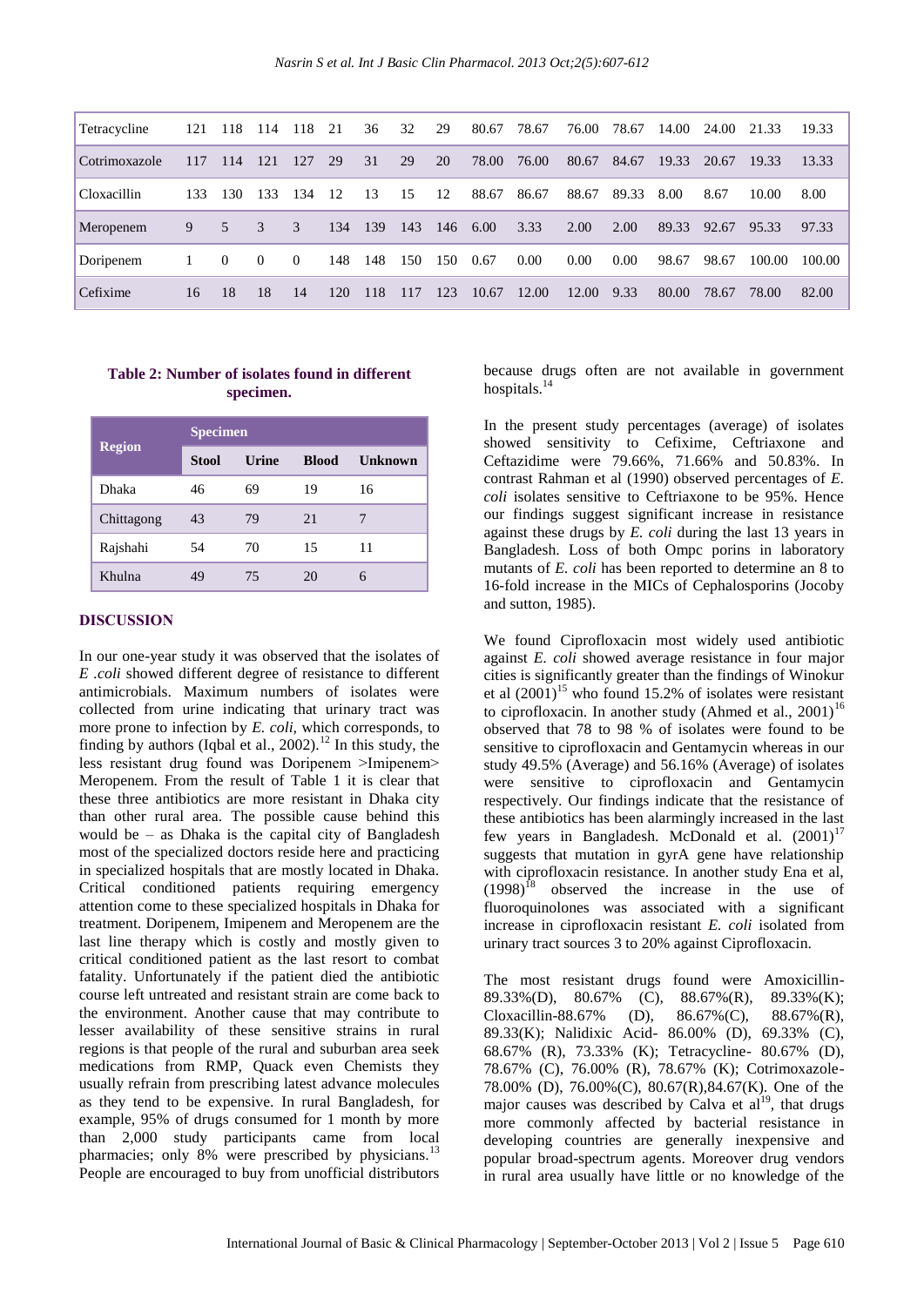| Tetracycline | 121 | 118 | 114 | 118 | 21 | 36 | 32 | 29 | 80.67 | 78.67 | 76.00 | 78.67 | 14.00 | 24.00 | 21.33 | 19.33 |
|---|---|---|---|---|---|---|---|---|---|---|---|---|---|---|---|---|
| Cotrimoxazole | 117 | 114 | 121 | 127 | 29 | 31 | 29 | 20 | 78.00 | 76.00 | 80.67 | 84.67 | 19.33 | 20.67 | 19.33 | 13.33 |
| Cloxacillin | 133 | 130 | 133 | 134 | 12 | 13 | 15 | 12 | 88.67 | 86.67 | 88.67 | 89.33 | 8.00 | 8.67 | 10.00 | 8.00 |
| Meropenem | 9 | 5 | 3 | 3 | 134 | 139 | 143 | 146 | 6.00 | 3.33 | 2.00 | 2.00 | 89.33 | 92.67 | 95.33 | 97.33 |
| Doripenem | 1 | 0 | 0 | 0 | 148 | 148 | 150 | 150 | 0.67 | 0.00 | 0.00 | 0.00 | 98.67 | 98.67 | 100.00 | 100.00 |
| Cefixime | 16 | 18 | 18 | 14 | 120 | 118 | 117 | 123 | 10.67 | 12.00 | 12.00 | 9.33 | 80.00 | 78.67 | 78.00 | 82.00 |

**Table 2: Number of isolates found in different specimen.**

| Region | Specimen | | | |
|---|---|---|---|---|
| | Stool | Urine | Blood | Unknown |
| Dhaka | 46 | 69 | 19 | 16 |
| Chittagong | 43 | 79 | 21 | 7 |
| Rajshahi | 54 | 70 | 15 | 11 |
| Khulna | 49 | 75 | 20 | 6 |

## DISCUSSION

In our one-year study it was observed that the isolates of *E .coli* showed different degree of resistance to different antimicrobials. Maximum numbers of isolates were collected from urine indicating that urinary tract was more prone to infection by *E. coli*, which corresponds, to finding by authors (Iqbal et al., 2002).[12] In this study, the less resistant drug found was Doripenem >Imipenem> Meropenem. From the result of Table 1 it is clear that these three antibiotics are more resistant in Dhaka city than other rural area. The possible cause behind this would be – as Dhaka is the capital city of Bangladesh most of the specialized doctors reside here and practicing in specialized hospitals that are mostly located in Dhaka. Critical conditioned patients requiring emergency attention come to these specialized hospitals in Dhaka for treatment. Doripenem, Imipenem and Meropenem are the last line therapy which is costly and mostly given to critical conditioned patient as the last resort to combat fatality. Unfortunately if the patient died the antibiotic course left untreated and resistant strain are come back to the environment. Another cause that may contribute to lesser availability of these sensitive strains in rural regions is that people of the rural and suburban area seek medications from RMP, Quack even Chemists they usually refrain from prescribing latest advance molecules as they tend to be expensive. In rural Bangladesh, for example, 95% of drugs consumed for 1 month by more than 2,000 study participants came from local pharmacies; only 8% were prescribed by physicians.[13] People are encouraged to buy from unofficial distributors because drugs often are not available in government hospitals.[14]

In the present study percentages (average) of isolates showed sensitivity to Cefixime, Ceftriaxone and Ceftazidime were 79.66%, 71.66% and 50.83%. In contrast Rahman et al (1990) observed percentages of *E. coli* isolates sensitive to Ceftriaxone to be 95%. Hence our findings suggest significant increase in resistance against these drugs by *E. coli* during the last 13 years in Bangladesh. Loss of both Ompc porins in laboratory mutants of *E. coli* has been reported to determine an 8 to 16-fold increase in the MICs of Cephalosporins (Jocoby and sutton, 1985).

We found Ciprofloxacin most widely used antibiotic against *E. coli* showed average resistance in four major cities is significantly greater than the findings of Winokur et al (2001)[15] who found 15.2% of isolates were resistant to ciprofloxacin. In another study (Ahmed et al., 2001)[16] observed that 78 to 98 % of isolates were found to be sensitive to ciprofloxacin and Gentamycin whereas in our study 49.5% (Average) and 56.16% (Average) of isolates were sensitive to ciprofloxacin and Gentamycin respectively. Our findings indicate that the resistance of these antibiotics has been alarmingly increased in the last few years in Bangladesh. McDonald et al. (2001)[17] suggests that mutation in gyrA gene have relationship with ciprofloxacin resistance. In another study Ena et al, (1998)[18] observed the increase in the use of fluoroquinolones was associated with a significant increase in ciprofloxacin resistant *E. coli* isolated from urinary tract sources 3 to 20% against Ciprofloxacin.

The most resistant drugs found were Amoxicillin-89.33%(D), 80.67% (C), 88.67%(R), 89.33%(K); Cloxacillin-88.67% (D), 86.67%(C), 88.67%(R), 89.33(K); Nalidixic Acid- 86.00% (D), 69.33% (C), 68.67% (R), 73.33% (K); Tetracycline- 80.67% (D), 78.67% (C), 76.00% (R), 78.67% (K); Cotrimoxazole-78.00% (D), 76.00%(C), 80.67(R),84.67(K). One of the major causes was described by Calva et al[19], that drugs more commonly affected by bacterial resistance in developing countries are generally inexpensive and popular broad-spectrum agents. Moreover drug vendors in rural area usually have little or no knowledge of the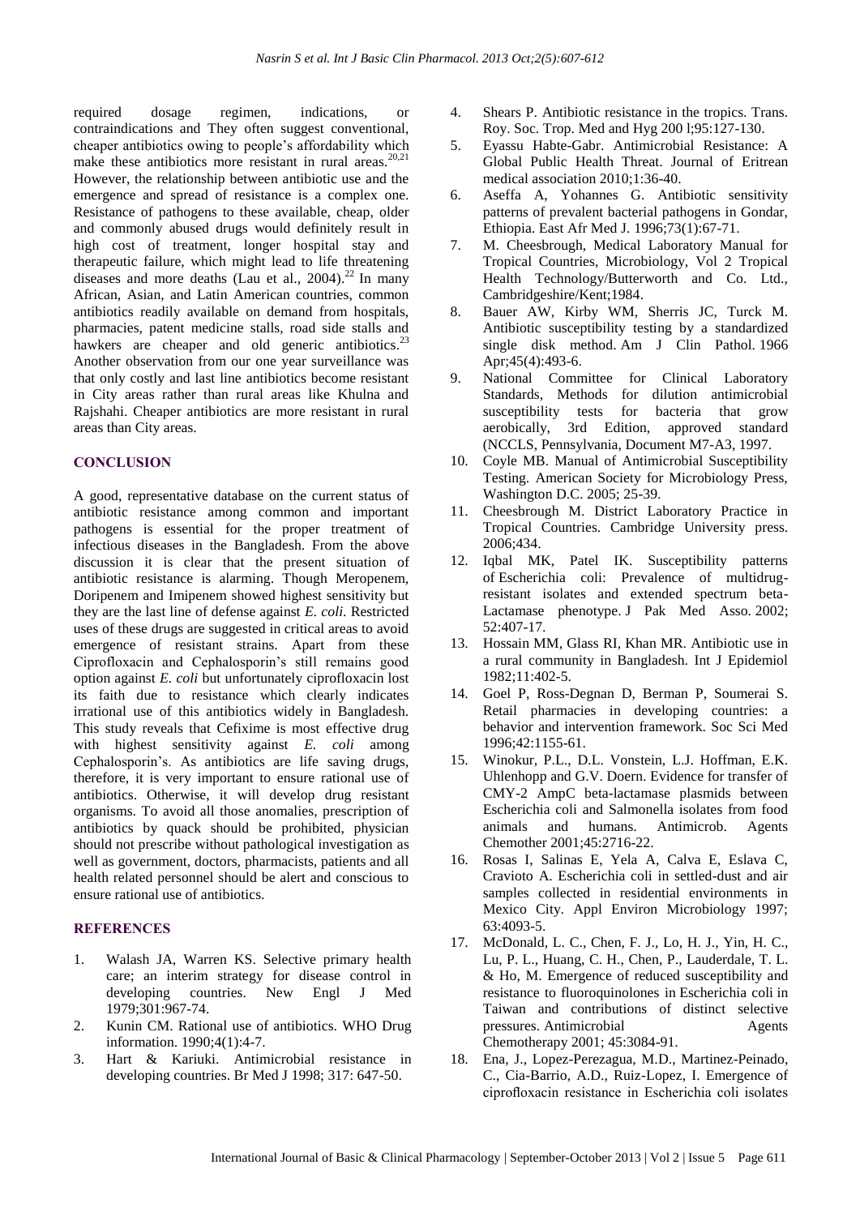required dosage regimen, indications, or contraindications and They often suggest conventional, cheaper antibiotics owing to people's affordability which make these antibiotics more resistant in rural areas.[20,21] However, the relationship between antibiotic use and the emergence and spread of resistance is a complex one. Resistance of pathogens to these available, cheap, older and commonly abused drugs would definitely result in high cost of treatment, longer hospital stay and therapeutic failure, which might lead to life threatening diseases and more deaths (Lau et al., 2004).[22] In many African, Asian, and Latin American countries, common antibiotics readily available on demand from hospitals, pharmacies, patent medicine stalls, road side stalls and hawkers are cheaper and old generic antibiotics.[23] Another observation from our one year surveillance was that only costly and last line antibiotics become resistant in City areas rather than rural areas like Khulna and Rajshahi. Cheaper antibiotics are more resistant in rural areas than City areas.

## CONCLUSION

A good, representative database on the current status of antibiotic resistance among common and important pathogens is essential for the proper treatment of infectious diseases in the Bangladesh. From the above discussion it is clear that the present situation of antibiotic resistance is alarming. Though Meropenem, Doripenem and Imipenem showed highest sensitivity but they are the last line of defense against *E. coli*. Restricted uses of these drugs are suggested in critical areas to avoid emergence of resistant strains. Apart from these Ciprofloxacin and Cephalosporin's still remains good option against *E. coli* but unfortunately ciprofloxacin lost its faith due to resistance which clearly indicates irrational use of this antibiotics widely in Bangladesh. This study reveals that Cefixime is most effective drug with highest sensitivity against *E. coli* among Cephalosporin's. As antibiotics are life saving drugs, therefore, it is very important to ensure rational use of antibiotics. Otherwise, it will develop drug resistant organisms. To avoid all those anomalies, prescription of antibiotics by quack should be prohibited, physician should not prescribe without pathological investigation as well as government, doctors, pharmacists, patients and all health related personnel should be alert and conscious to ensure rational use of antibiotics.

## REFERENCES

1. Walash JA, Warren KS. Selective primary health care; an interim strategy for disease control in developing countries. New Engl J Med 1979;301:967-74.
2. Kunin CM. Rational use of antibiotics. WHO Drug information. 1990;4(1):4-7.
3. Hart & Kariuki. Antimicrobial resistance in developing countries. Br Med J 1998; 317: 647-50.
4. Shears P. Antibiotic resistance in the tropics. Trans. Roy. Soc. Trop. Med and Hyg 200 l;95:127-130.
5. Eyassu Habte-Gabr. Antimicrobial Resistance: A Global Public Health Threat. Journal of Eritrean medical association 2010;1:36-40.
6. Aseffa A, Yohannes G. Antibiotic sensitivity patterns of prevalent bacterial pathogens in Gondar, Ethiopia. East Afr Med J. 1996;73(1):67-71.
7. M. Cheesbrough, Medical Laboratory Manual for Tropical Countries, Microbiology, Vol 2 Tropical Health Technology/Butterworth and Co. Ltd., Cambridgeshire/Kent;1984.
8. Bauer AW, Kirby WM, Sherris JC, Turck M. Antibiotic susceptibility testing by a standardized single disk method. Am J Clin Pathol. 1966 Apr;45(4):493-6.
9. National Committee for Clinical Laboratory Standards, Methods for dilution antimicrobial susceptibility tests for bacteria that grow aerobically, 3rd Edition, approved standard (NCCLS, Pennsylvania, Document M7-A3, 1997.
10. Coyle MB. Manual of Antimicrobial Susceptibility Testing. American Society for Microbiology Press, Washington D.C. 2005; 25-39.
11. Cheesbrough M. District Laboratory Practice in Tropical Countries. Cambridge University press. 2006;434.
12. Iqbal MK, Patel IK. Susceptibility patterns of Escherichia coli: Prevalence of multidrug-resistant isolates and extended spectrum beta-Lactamase phenotype. J Pak Med Asso. 2002; 52:407-17.
13. Hossain MM, Glass RI, Khan MR. Antibiotic use in a rural community in Bangladesh. Int J Epidemiol 1982;11:402-5.
14. Goel P, Ross-Degnan D, Berman P, Soumerai S. Retail pharmacies in developing countries: a behavior and intervention framework. Soc Sci Med 1996;42:1155-61.
15. Winokur, P.L., D.L. Vonstein, L.J. Hoffman, E.K. Uhlenhopp and G.V. Doern. Evidence for transfer of CMY-2 AmpC beta-lactamase plasmids between Escherichia coli and Salmonella isolates from food animals and humans. Antimicrob. Agents Chemother 2001;45:2716-22.
16. Rosas I, Salinas E, Yela A, Calva E, Eslava C, Cravioto A. Escherichia coli in settled-dust and air samples collected in residential environments in Mexico City. Appl Environ Microbiology 1997; 63:4093-5.
17. McDonald, L. C., Chen, F. J., Lo, H. J., Yin, H. C., Lu, P. L., Huang, C. H., Chen, P., Lauderdale, T. L. & Ho, M. Emergence of reduced susceptibility and resistance to fluoroquinolones in Escherichia coli in Taiwan and contributions of distinct selective pressures. Antimicrobial Agents Chemotherapy 2001; 45:3084-91.
18. Ena, J., Lopez-Perezagua, M.D., Martinez-Peinado, C., Cia-Barrio, A.D., Ruiz-Lopez, I. Emergence of ciprofloxacin resistance in Escherichia coli isolates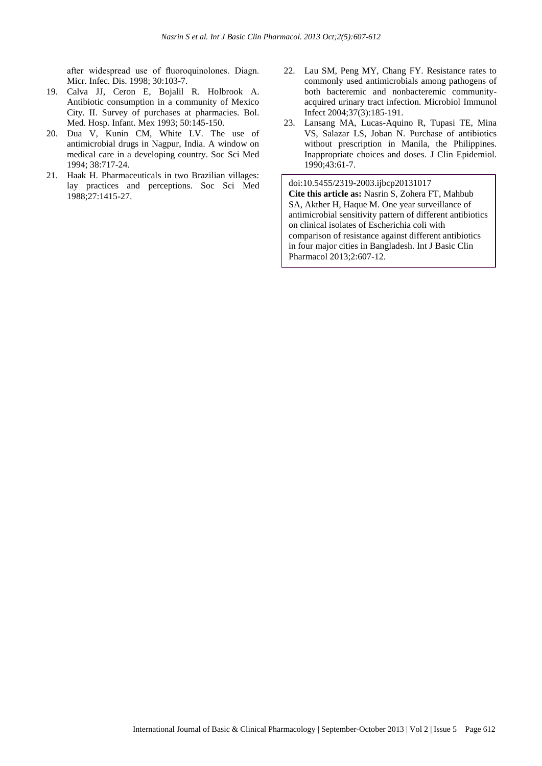after widespread use of fluoroquinolones. Diagn. Micr. Infec. Dis. 1998; 30:103-7.

19. Calva JJ, Ceron E, Bojalil R. Holbrook A. Antibiotic consumption in a community of Mexico City. II. Survey of purchases at pharmacies. Bol. Med. Hosp. Infant. Mex 1993; 50:145-150.
20. Dua V, Kunin CM, White LV. The use of antimicrobial drugs in Nagpur, India. A window on medical care in a developing country. Soc Sci Med 1994; 38:717-24.
21. Haak H. Pharmaceuticals in two Brazilian villages: lay practices and perceptions. Soc Sci Med 1988;27:1415-27.
22. Lau SM, Peng MY, Chang FY. Resistance rates to commonly used antimicrobials among pathogens of both bacteremic and nonbacteremic community-acquired urinary tract infection. Microbiol Immunol Infect 2004;37(3):185-191.
23. Lansang MA, Lucas-Aquino R, Tupasi TE, Mina VS, Salazar LS, Joban N. Purchase of antibiotics without prescription in Manila, the Philippines. Inappropriate choices and doses. J Clin Epidemiol. 1990;43:61-7.

doi:10.5455/2319-2003.ijbcp20131017
**Cite this article as:** Nasrin S, Zohera FT, Mahbub SA, Akther H, Haque M. One year surveillance of antimicrobial sensitivity pattern of different antibiotics on clinical isolates of Escherichia coli with comparison of resistance against different antibiotics in four major cities in Bangladesh. Int J Basic Clin Pharmacol 2013;2:607-12.